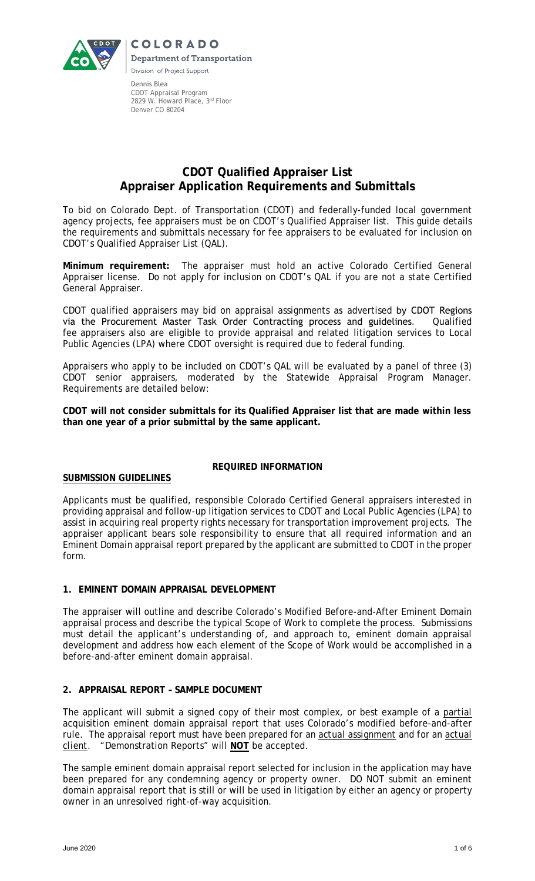COLORADO
Department of Transportation
Division of Project Support

Dennis Blea
CDOT Appraisal Program
2829 W. Howard Place, 3rd Floor
Denver CO 80204

# CDOT Qualified Appraiser List
# Appraiser Application Requirements and Submittals

To bid on Colorado Dept. of Transportation (CDOT) and federally-funded local government agency projects, fee appraisers must be on CDOT's Qualified Appraiser list. This guide details the requirements and submittals necessary for fee appraisers to be evaluated for inclusion on CDOT's Qualified Appraiser List (QAL).

**Minimum requirement:** The appraiser must hold an active Colorado Certified General Appraiser license. Do not apply for inclusion on CDOT's QAL if you are not a state Certified General Appraiser.

CDOT qualified appraisers may bid on appraisal assignments as advertised by CDOT Regions via the Procurement Master Task Order Contracting process and guidelines. Qualified fee appraisers also are eligible to provide appraisal and related litigation services to Local Public Agencies (LPA) where CDOT oversight is required due to federal funding.

Appraisers who apply to be included on CDOT's QAL will be evaluated by a panel of three (3) CDOT senior appraisers, moderated by the Statewide Appraisal Program Manager. Requirements are detailed below:

**CDOT will not consider submittals for its Qualified Appraiser list that are made within less than one year of a prior submittal by the same applicant.**

## REQUIRED INFORMATION

**SUBMISSION GUIDELINES**

Applicants must be qualified, responsible Colorado Certified General appraisers interested in providing appraisal and follow-up litigation services to CDOT and Local Public Agencies (LPA) to assist in acquiring real property rights necessary for transportation improvement projects. The appraiser applicant bears sole responsibility to ensure that all required information and an Eminent Domain appraisal report prepared by the applicant are submitted to CDOT in the proper form.

### 1. EMINENT DOMAIN APPRAISAL DEVELOPMENT

The appraiser will outline and describe Colorado's Modified Before-and-After Eminent Domain appraisal process and describe the typical Scope of Work to complete the process. Submissions must detail the applicant's understanding of, and approach to, eminent domain appraisal development and address how each element of the Scope of Work would be accomplished in a before-and-after eminent domain appraisal.

### 2. APPRAISAL REPORT – SAMPLE DOCUMENT

The applicant will submit a signed copy of their most complex, or best example of a partial acquisition eminent domain appraisal report that uses Colorado's modified before-and-after rule. The appraisal report must have been prepared for an actual assignment and for an actual client. "Demonstration Reports" will **NOT** be accepted.

The sample eminent domain appraisal report selected for inclusion in the application may have been prepared for any condemning agency or property owner. DO NOT submit an eminent domain appraisal report that is still or will be used in litigation by either an agency or property owner in an unresolved right-of-way acquisition.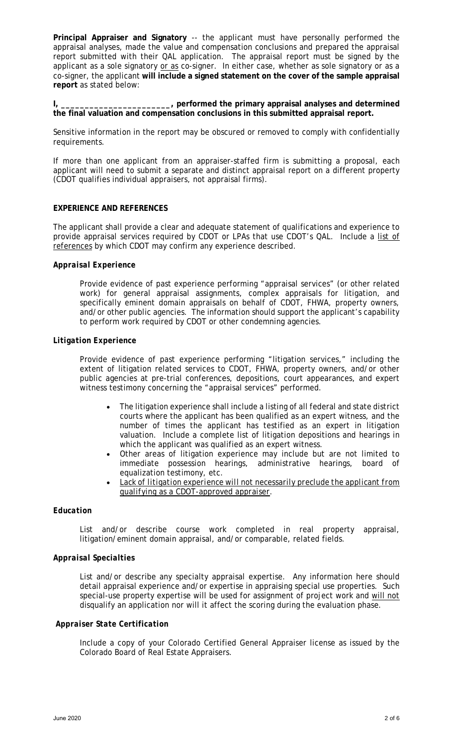**Principal Appraiser and Signatory** -- the applicant must have personally performed the appraisal analyses, made the value and compensation conclusions and prepared the appraisal report submitted with their QAL application. The appraisal report must be signed by the applicant as a sole signatory <u>or as</u> co-signer. In either case, whether as sole signatory or as a co-signer, the applicant **will include a signed statement on the cover of the sample appraisal report** as stated below:

**I, _______________________, performed the primary appraisal analyses and determined the final valuation and compensation conclusions in this submitted appraisal report.**

Sensitive information in the report may be obscured or removed to comply with confidentially requirements.

If more than one applicant from an appraiser-staffed firm is submitting a proposal, each applicant will need to submit a separate and distinct appraisal report on a different property (CDOT qualifies individual appraisers, not appraisal firms).

**EXPERIENCE AND REFERENCES**

The applicant shall provide a clear and adequate statement of qualifications and experience to provide appraisal services required by CDOT or LPAs that use CDOT's QAL. Include a <u>list of references</u> by which CDOT may confirm any experience described.

***Appraisal Experience***

Provide evidence of past experience performing "appraisal services" (or other related work) for general appraisal assignments, complex appraisals for litigation, and specifically eminent domain appraisals on behalf of CDOT, FHWA, property owners, and/or other public agencies. The information should support the applicant's capability to perform work required by CDOT or other condemning agencies.

***Litigation Experience***

Provide evidence of past experience performing "litigation services," including the extent of litigation related services to CDOT, FHWA, property owners, and/or other public agencies at pre-trial conferences, depositions, court appearances, and expert witness testimony concerning the "appraisal services" performed.

- The litigation experience shall include a listing of all federal and state district courts where the applicant has been qualified as an expert witness, and the number of times the applicant has testified as an expert in litigation valuation. Include a complete list of litigation depositions and hearings in which the applicant was qualified as an expert witness.
- Other areas of litigation experience may include but are not limited to immediate possession hearings, administrative hearings, board of equalization testimony, etc.
- <u>Lack of litigation experience will not necessarily preclude the applicant from qualifying as a CDOT-approved appraiser</u>.

***Education***

List and/or describe course work completed in real property appraisal, litigation/eminent domain appraisal, and/or comparable, related fields.

***Appraisal Specialties***

List and/or describe any specialty appraisal expertise. Any information here should detail appraisal experience and/or expertise in appraising special use properties. Such special-use property expertise will be used for assignment of project work and <u>will not</u> disqualify an application nor will it affect the scoring during the evaluation phase.

***Appraiser State Certification***

Include a copy of your Colorado Certified General Appraiser license as issued by the Colorado Board of Real Estate Appraisers.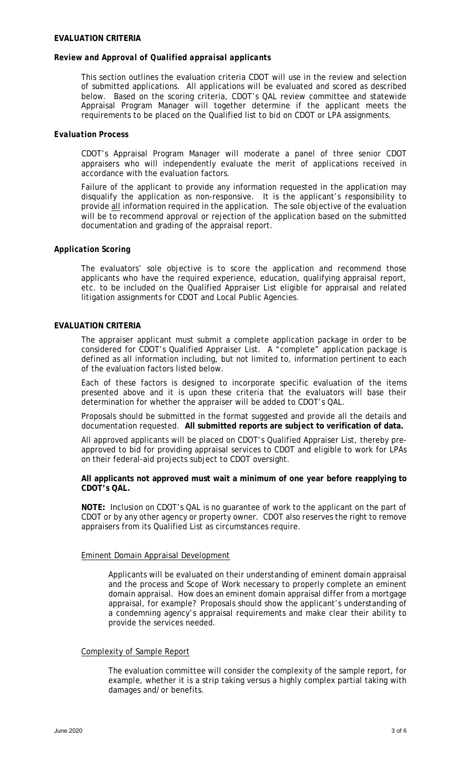## EVALUATION CRITERIA

### *Review and Approval of Qualified appraisal applicants*

This section outlines the evaluation criteria CDOT will use in the review and selection of submitted applications. All applications will be evaluated and scored as described below. Based on the scoring criteria, CDOT's QAL review committee and statewide Appraisal Program Manager will together determine if the applicant meets the requirements to be placed on the Qualified list to bid on CDOT or LPA assignments.

### *Evaluation Process*

CDOT's Appraisal Program Manager will moderate a panel of three senior CDOT appraisers who will independently evaluate the merit of applications received in accordance with the evaluation factors.

Failure of the applicant to provide any information requested in the application may disqualify the application as non-responsive. It is the applicant's responsibility to provide <u>all</u> information required in the application. The sole objective of the evaluation will be to recommend approval or rejection of the application based on the submitted documentation and grading of the appraisal report.

### *Application Scoring*

The evaluators' sole objective is to score the application and recommend those applicants who have the required experience, education, qualifying appraisal report, etc. to be included on the Qualified Appraiser List eligible for appraisal and related litigation assignments for CDOT and Local Public Agencies.

## EVALUATION CRITERIA

The appraiser applicant must submit a complete application package in order to be considered for CDOT's Qualified Appraiser List. A "complete" application package is defined as all information including, but not limited to, information pertinent to each of the evaluation factors listed below.

Each of these factors is designed to incorporate specific evaluation of the items presented above and it is upon these criteria that the evaluators will base their determination for whether the appraiser will be added to CDOT's QAL.

Proposals should be submitted in the format suggested and provide all the details and documentation requested. **All submitted reports are subject to verification of data.**

All approved applicants will be placed on CDOT's Qualified Appraiser List, thereby pre-approved to bid for providing appraisal services to CDOT and eligible to work for LPAs on their federal-aid projects subject to CDOT oversight.

**All applicants not approved must wait a minimum of one year before reapplying to CDOT's QAL.**

**NOTE:** Inclusion on CDOT's QAL is no guarantee of work to the applicant on the part of CDOT or by any other agency or property owner. CDOT also reserves the right to remove appraisers from its Qualified List as circumstances require.

<u>Eminent Domain Appraisal Development</u>

Applicants will be evaluated on their understanding of eminent domain appraisal and the process and Scope of Work necessary to properly complete an eminent domain appraisal. How does an eminent domain appraisal differ from a mortgage appraisal, for example? Proposals should show the applicant's understanding of a condemning agency's appraisal requirements and make clear their ability to provide the services needed.

<u>Complexity of Sample Report</u>

The evaluation committee will consider the complexity of the sample report, for example, whether it is a strip taking versus a highly complex partial taking with damages and/or benefits.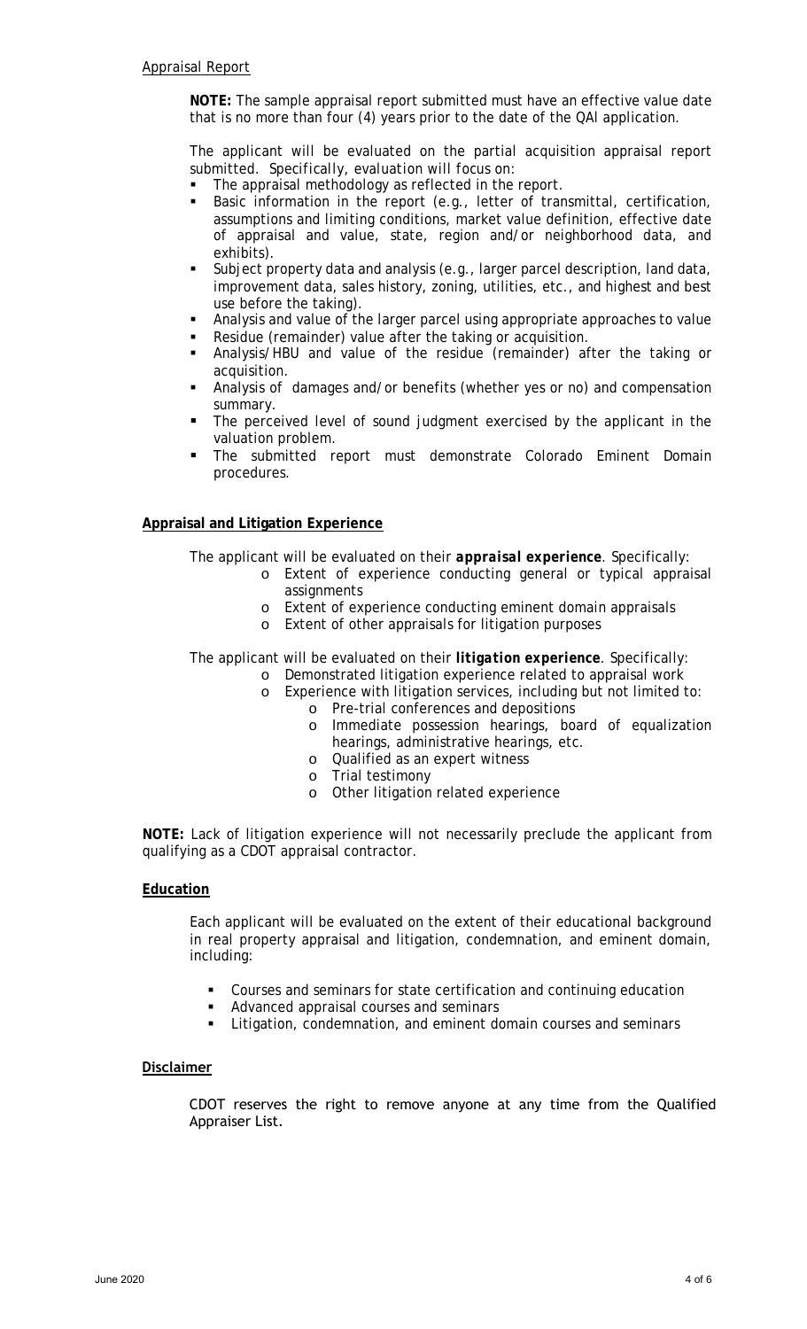Appraisal Report

**NOTE:** The sample appraisal report submitted must have an effective value date that is no more than four (4) years prior to the date of the QAI application.

The applicant will be evaluated on the partial acquisition appraisal report submitted. *Specifically, evaluation will focus on:*

- The appraisal methodology as reflected in the report.
- Basic information in the report (e.g., letter of transmittal, certification, assumptions and limiting conditions, market value definition, effective date of appraisal and value, state, region and/or neighborhood data, and exhibits).
- Subject property data and analysis (e.g., larger parcel description, land data, improvement data, sales history, zoning, utilities, etc., and highest and best use before the taking).
- Analysis and value of the larger parcel using appropriate approaches to value
- Residue (remainder) value after the taking or acquisition.
- Analysis/HBU and value of the residue (remainder) after the taking or acquisition.
- Analysis of damages and/or benefits (whether yes or no) and compensation summary.
- The perceived level of sound judgment exercised by the applicant in the valuation problem.
- The submitted report must demonstrate Colorado Eminent Domain procedures.

**Appraisal and Litigation Experience**

The applicant will be evaluated on their ***appraisal experience***. Specifically:

- Extent of experience conducting general or typical appraisal assignments
- Extent of experience conducting eminent domain appraisals
- Extent of other appraisals for litigation purposes

The applicant will be evaluated on their ***litigation experience***. Specifically:

- Demonstrated litigation experience related to appraisal work
- Experience with litigation services, including but not limited to:
  - Pre-trial conferences and depositions
  - Immediate possession hearings, board of equalization hearings, administrative hearings, etc.
  - Qualified as an expert witness
  - Trial testimony
  - Other litigation related experience

**NOTE:** Lack of litigation experience will not necessarily preclude the applicant from qualifying as a CDOT appraisal contractor.

**Education**

Each applicant will be evaluated on the extent of their educational background in real property appraisal and litigation, condemnation, and eminent domain, including:

- Courses and seminars for state certification and continuing education
- Advanced appraisal courses and seminars
- Litigation, condemnation, and eminent domain courses and seminars

**Disclaimer**

CDOT reserves the right to remove anyone at any time from the Qualified Appraiser List.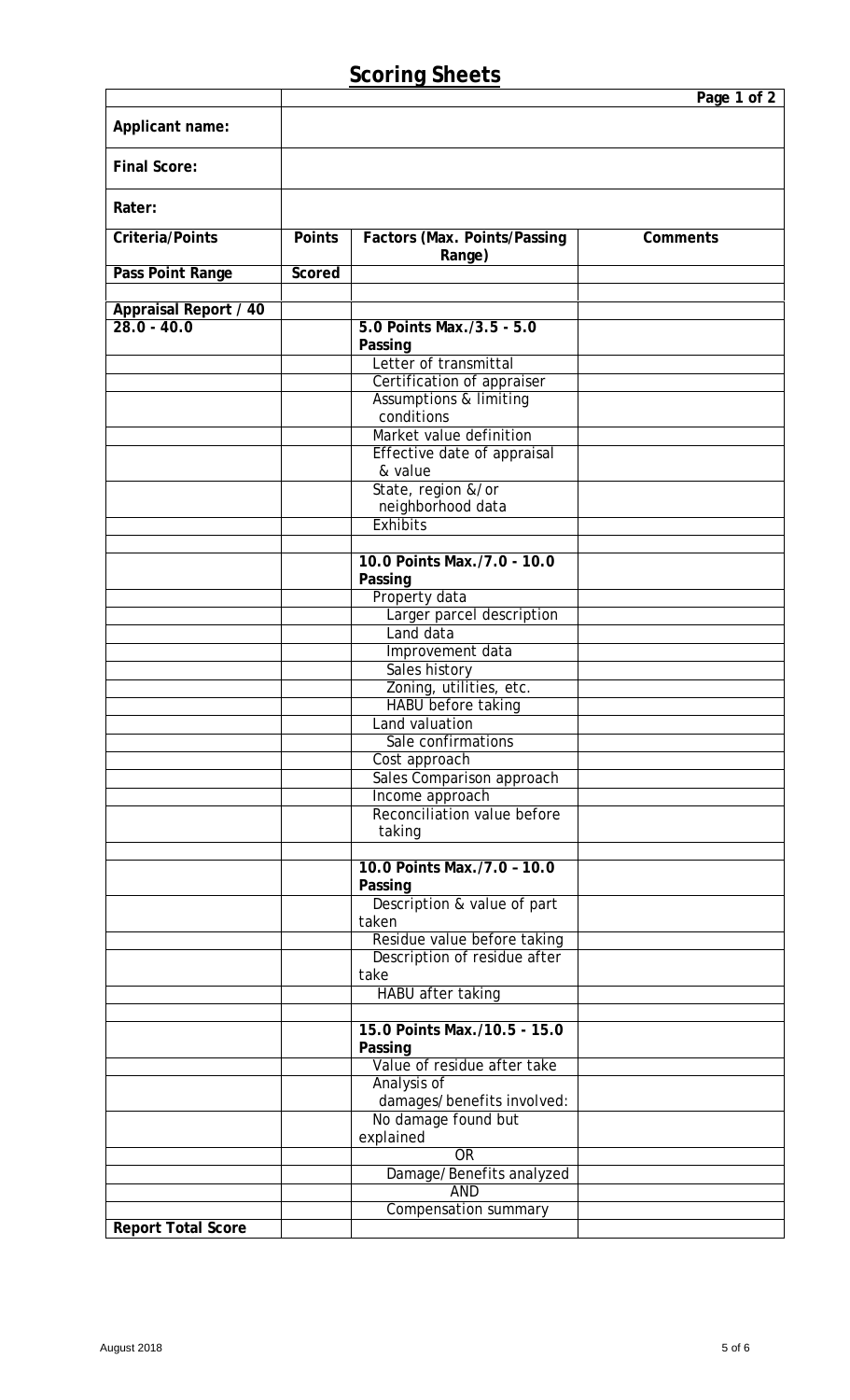# Scoring Sheets

| | | | Page 1 of 2 |
|---|---|---|---|
| **Applicant name:** | | | |
| **Final Score:** | | | |
| **Rater:** | | | |
| **Criteria/Points** | **Points** | **Factors (Max. Points/Passing Range)** | **Comments** |
| **Pass Point Range** | **Scored** | | |
| | | | |
| **Appraisal Report / 40** | | | |
| **28.0 - 40.0** | | **5.0 Points Max./3.5 - 5.0 Passing** | |
| | | Letter of transmittal | |
| | | Certification of appraiser | |
| | | Assumptions & limiting conditions | |
| | | Market value definition | |
| | | Effective date of appraisal & value | |
| | | State, region &/or neighborhood data | |
| | | Exhibits | |
| | | | |
| | | **10.0 Points Max./7.0 - 10.0 Passing** | |
| | | Property data | |
| | | Larger parcel description | |
| | | Land data | |
| | | Improvement data | |
| | | Sales history | |
| | | Zoning, utilities, etc. | |
| | | HABU before taking | |
| | | Land valuation | |
| | | Sale confirmations | |
| | | Cost approach | |
| | | Sales Comparison approach | |
| | | Income approach | |
| | | Reconciliation value before taking | |
| | | | |
| | | **10.0 Points Max./7.0 – 10.0 Passing** | |
| | | Description & value of part taken | |
| | | Residue value before taking | |
| | | Description of residue after take | |
| | | HABU after taking | |
| | | | |
| | | **15.0 Points Max./10.5 - 15.0 Passing** | |
| | | Value of residue after take | |
| | | Analysis of damages/benefits involved: | |
| | | No damage found but explained | |
| | | OR | |
| | | Damage/Benefits analyzed | |
| | | AND | |
| | | Compensation summary | |
| **Report Total Score** | | | |

August 2018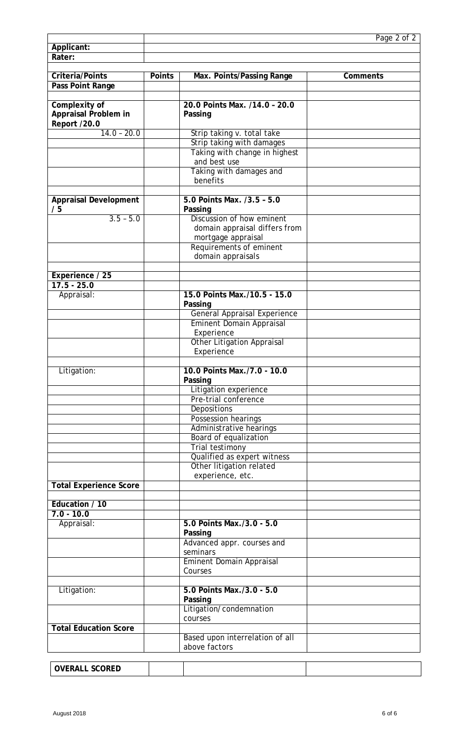| | | | |
|---|---|---|---|
| | | | Page 2 of 2 |
| **Applicant:** | | | |
| **Rater:** | | | |
| | | | |
| **Criteria/Points** | **Points** | **Max. Points/Passing Range** | **Comments** |
| **Pass Point Range** | | | |
| | | | |
| **Complexity of Appraisal Problem in Report /20.0** | | **20.0 Points Max. /14.0 – 20.0 Passing** | |
| 14.0 – 20.0 | | Strip taking v. total take | |
| | | Strip taking with damages | |
| | | Taking with change in highest and best use | |
| | | Taking with damages and benefits | |
| | | | |
| **Appraisal Development / 5** | | **5.0 Points Max. /3.5 – 5.0 Passing** | |
| 3.5 – 5.0 | | Discussion of how eminent domain appraisal differs from mortgage appraisal | |
| | | Requirements of eminent domain appraisals | |
| | | | |
| **Experience / 25** | | | |
| **17.5 - 25.0** | | | |
| Appraisal: | | **15.0 Points Max./10.5 - 15.0 Passing** | |
| | | General Appraisal Experience | |
| | | Eminent Domain Appraisal Experience | |
| | | Other Litigation Appraisal Experience | |
| | | | |
| Litigation: | | **10.0 Points Max./7.0 - 10.0 Passing** | |
| | | Litigation experience | |
| | | Pre-trial conference | |
| | | Depositions | |
| | | Possession hearings | |
| | | Administrative hearings | |
| | | Board of equalization | |
| | | Trial testimony | |
| | | Qualified as expert witness | |
| | | Other litigation related experience, etc. | |
| **Total Experience Score** | | | |
| | | | |
| **Education / 10** | | | |
| **7.0 - 10.0** | | | |
| Appraisal: | | **5.0 Points Max./3.0 - 5.0 Passing** | |
| | | Advanced appr. courses and seminars | |
| | | Eminent Domain Appraisal Courses | |
| | | | |
| Litigation: | | **5.0 Points Max./3.0 - 5.0 Passing** | |
| | | Litigation/condemnation courses | |
| **Total Education Score** | | | |
| | | Based upon interrelation of all above factors | |

| | | | |
|---|---|---|---|
| **OVERALL SCORED** | | | |

August 2018